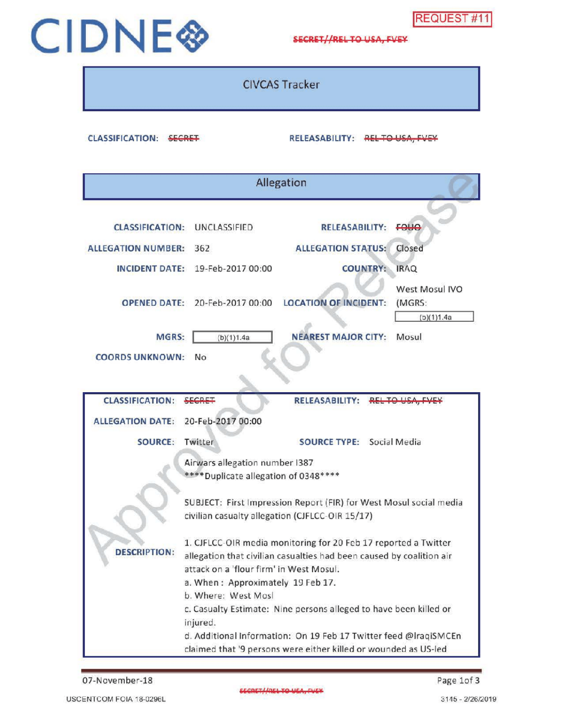REQUEST #11

CIDNE

~~SECRET//REL TO USA, FVEY~~

## CIVCAS Tracker

**CLASSIFICATION:** ~~SECRET~~ **RELEASABILITY:** ~~REL TO USA, FVEY~~

## Allegation

| | | | |
|---|---|---|---|
| **CLASSIFICATION:** | UNCLASSIFIED | **RELEASABILITY:** | ~~FOUO~~ |
| **ALLEGATION NUMBER:** | 362 | **ALLEGATION STATUS:** | Closed |
| **INCIDENT DATE:** | 19-Feb-2017 00:00 | **COUNTRY:** | IRAQ |
| **OPENED DATE:** | 20-Feb-2017 00:00 | **LOCATION OF INCIDENT:** | West Mosul IVO (MGRS: (b)(1)1.4a |
| **MGRS:** | (b)(1)1.4a | **NEAREST MAJOR CITY:** | Mosul |
| **COORDS UNKNOWN:** | No | | |

Approved for Release

| | | | |
|---|---|---|---|
| **CLASSIFICATION:** | ~~SECRET~~ | **RELEASABILITY:** | ~~REL TO USA, FVEY~~ |
| **ALLEGATION DATE:** | 20-Feb-2017 00:00 | | |
| **SOURCE:** | Twitter | **SOURCE TYPE:** | Social Media |

**DESCRIPTION:**

Airwars allegation number I387
****Duplicate allegation of 0348****

SUBJECT: First Impression Report (FIR) for West Mosul social media civilian casualty allegation (CJFLCC-OIR 15/17)

1. CJFLCC-OIR media monitoring for 20 Feb 17 reported a Twitter allegation that civilian casualties had been caused by coalition air attack on a 'flour firm' in West Mosul.
a. When: Approximately 19 Feb 17.
b. Where: West Mosl
c. Casualty Estimate: Nine persons alleged to have been killed or injured.
d. Additional Information: On 19 Feb 17 Twitter feed @IraqiSMCEn claimed that '9 persons were either killed or wounded as US-led

07-November-18

~~SECRET//REL TO USA, FVEY~~

USCENTCOM FOIA 18-0296L

3145 - 2/26/2019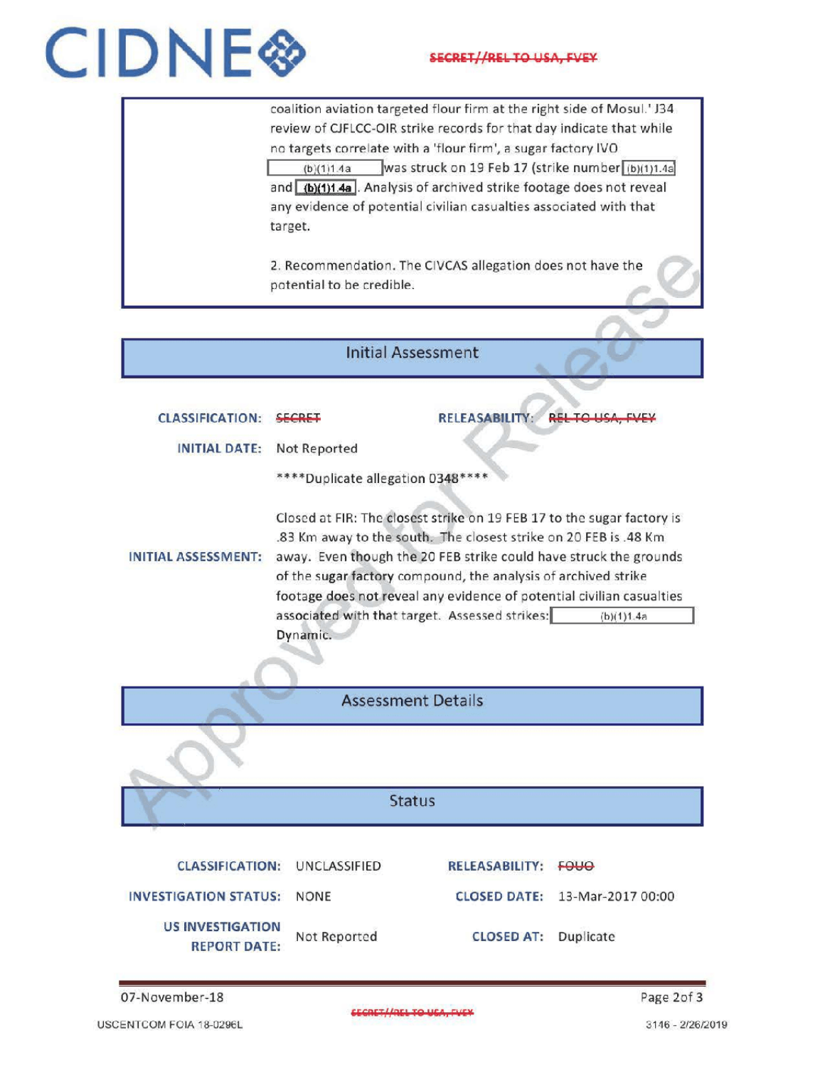coalition aviation targeted flour firm at the right side of Mosul.' J34 review of CJFLCC-OIR strike records for that day indicate that while no targets correlate with a 'flour firm', a sugar factory IVO (b)(1)1.4a was struck on 19 Feb 17 (strike number (b)(1)1.4a and (b)(1)1.4a. Analysis of archived strike footage does not reveal any evidence of potential civilian casualties associated with that target.

2. Recommendation. The CIVCAS allegation does not have the potential to be credible.

## Initial Assessment

**CLASSIFICATION:** ~~SECRET~~ **RELEASABILITY:** ~~REL TO USA, FVEY~~

**INITIAL DATE:** Not Reported

**INITIAL ASSESSMENT:** \*\*\*\*Duplicate allegation 0348\*\*\*\*

Closed at FIR: The closest strike on 19 FEB 17 to the sugar factory is .83 Km away to the south. The closest strike on 20 FEB is .48 Km away. Even though the 20 FEB strike could have struck the grounds of the sugar factory compound, the analysis of archived strike footage does not reveal any evidence of potential civilian casualties associated with that target. Assessed strikes: (b)(1)1.4a Dynamic.

## Assessment Details

## Status

**CLASSIFICATION:** UNCLASSIFIED **RELEASABILITY:** ~~FOUO~~

**INVESTIGATION STATUS:** NONE **CLOSED DATE:** 13-Mar-2017 00:00

**US INVESTIGATION REPORT DATE:** Not Reported **CLOSED AT:** Duplicate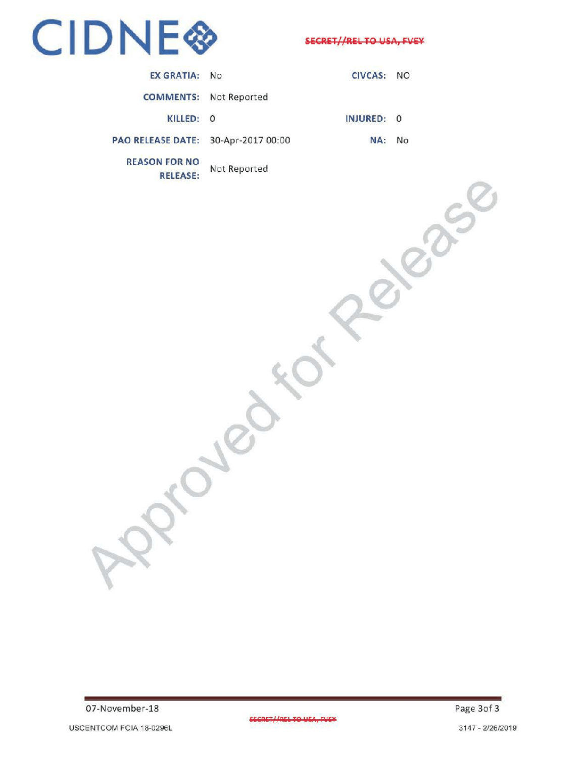CIDNE

~~SECRET//REL TO USA, FVEY~~

| | | | |
|---|---|---|---|
| **EX GRATIA:** | No | **CIVCAS:** | NO |
| **COMMENTS:** | Not Reported | | |
| **KILLED:** | 0 | **INJURED:** | 0 |
| **PAO RELEASE DATE:** | 30-Apr-2017 00:00 | **NA:** | No |
| **REASON FOR NO RELEASE:** | Not Reported | | |

Approved for Release

07-November-18

~~SECRET//REL TO USA, FVEY~~

USCENTCOM FOIA 18-0296L

3147 - 2/26/2019